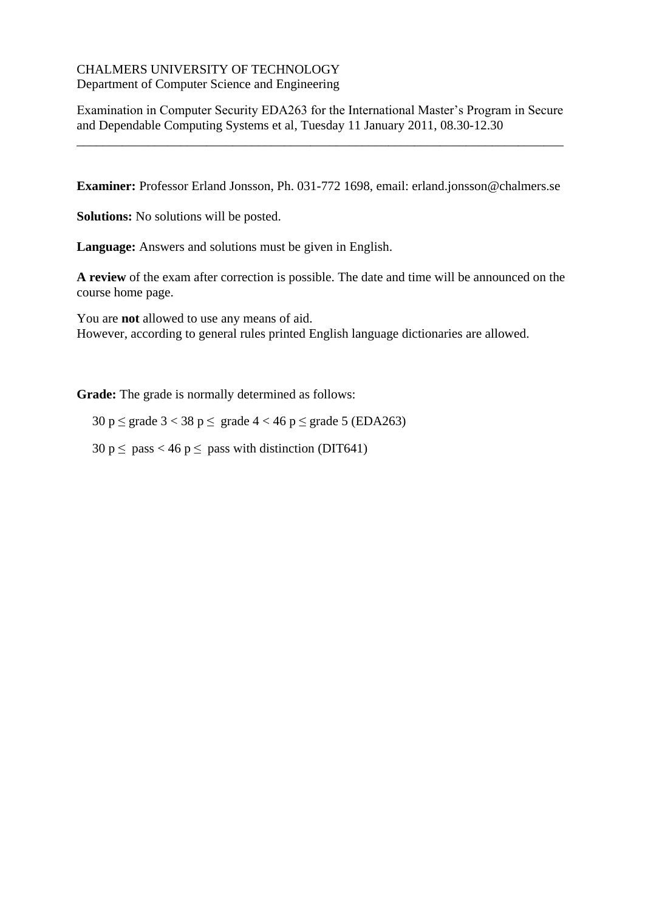CHALMERS UNIVERSITY OF TECHNOLOGY
Department of Computer Science and Engineering

Examination in Computer Security EDA263 for the International Master's Program in Secure and Dependable Computing Systems et al, Tuesday 11 January 2011, 08.30-12.30

---

**Examiner:** Professor Erland Jonsson, Ph. 031-772 1698, email: erland.jonsson@chalmers.se

**Solutions:** No solutions will be posted.

**Language:** Answers and solutions must be given in English.

**A review** of the exam after correction is possible. The date and time will be announced on the course home page.

You are **not** allowed to use any means of aid.
However, according to general rules printed English language dictionaries are allowed.

**Grade:** The grade is normally determined as follows:

30 p ≤ grade 3 < 38 p ≤ grade 4 < 46 p ≤ grade 5 (EDA263)

30 p ≤ pass < 46 p ≤ pass with distinction (DIT641)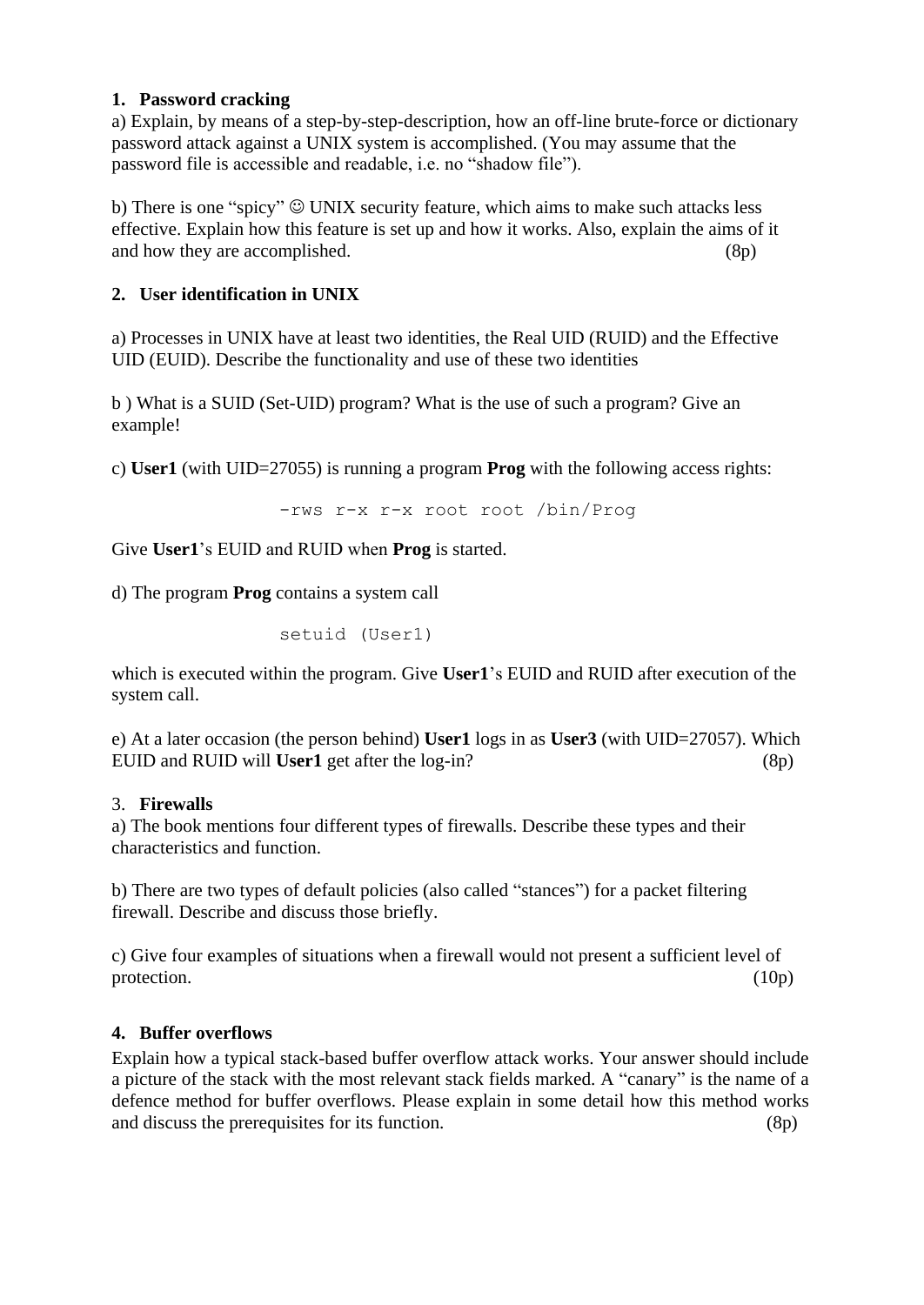**1. Password cracking**

a) Explain, by means of a step-by-step-description, how an off-line brute-force or dictionary password attack against a UNIX system is accomplished. (You may assume that the password file is accessible and readable, i.e. no "shadow file").

b) There is one "spicy" ☺ UNIX security feature, which aims to make such attacks less effective. Explain how this feature is set up and how it works. Also, explain the aims of it and how they are accomplished. (8p)

**2. User identification in UNIX**

a) Processes in UNIX have at least two identities, the Real UID (RUID) and the Effective UID (EUID). Describe the functionality and use of these two identities

b ) What is a SUID (Set-UID) program? What is the use of such a program? Give an example!

c) **User1** (with UID=27055) is running a program **Prog** with the following access rights:

```
-rws r-x r-x root root /bin/Prog
```

Give **User1**'s EUID and RUID when **Prog** is started.

d) The program **Prog** contains a system call

```
setuid (User1)
```

which is executed within the program. Give **User1**'s EUID and RUID after execution of the system call.

e) At a later occasion (the person behind) **User1** logs in as **User3** (with UID=27057). Which EUID and RUID will **User1** get after the log-in? (8p)

3. **Firewalls**

a) The book mentions four different types of firewalls. Describe these types and their characteristics and function.

b) There are two types of default policies (also called "stances") for a packet filtering firewall. Describe and discuss those briefly.

c) Give four examples of situations when a firewall would not present a sufficient level of protection. (10p)

**4. Buffer overflows**

Explain how a typical stack-based buffer overflow attack works. Your answer should include a picture of the stack with the most relevant stack fields marked. A "canary" is the name of a defence method for buffer overflows. Please explain in some detail how this method works and discuss the prerequisites for its function. (8p)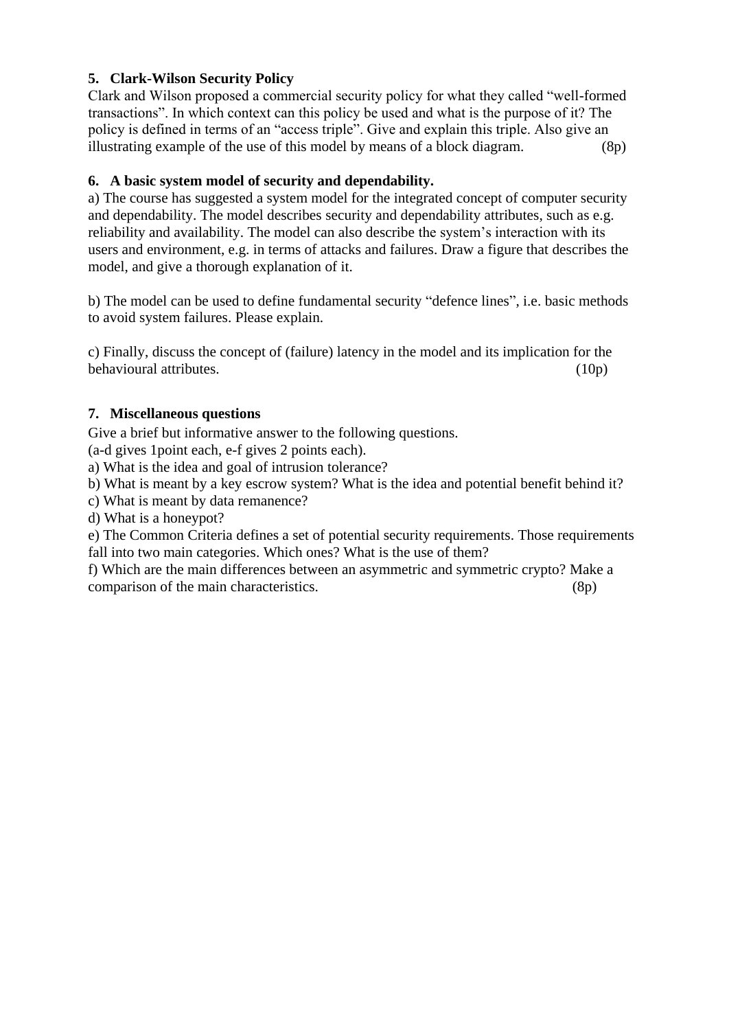## 5. Clark-Wilson Security Policy

Clark and Wilson proposed a commercial security policy for what they called "well-formed transactions". In which context can this policy be used and what is the purpose of it? The policy is defined in terms of an "access triple". Give and explain this triple. Also give an illustrating example of the use of this model by means of a block diagram. (8p)

## 6. A basic system model of security and dependability.

a) The course has suggested a system model for the integrated concept of computer security and dependability. The model describes security and dependability attributes, such as e.g. reliability and availability. The model can also describe the system's interaction with its users and environment, e.g. in terms of attacks and failures. Draw a figure that describes the model, and give a thorough explanation of it.

b) The model can be used to define fundamental security "defence lines", i.e. basic methods to avoid system failures. Please explain.

c) Finally, discuss the concept of (failure) latency in the model and its implication for the behavioural attributes. (10p)

## 7. Miscellaneous questions

Give a brief but informative answer to the following questions.
(a-d gives 1point each, e-f gives 2 points each).

a) What is the idea and goal of intrusion tolerance?
b) What is meant by a key escrow system? What is the idea and potential benefit behind it?
c) What is meant by data remanence?
d) What is a honeypot?
e) The Common Criteria defines a set of potential security requirements. Those requirements fall into two main categories. Which ones? What is the use of them?
f) Which are the main differences between an asymmetric and symmetric crypto? Make a comparison of the main characteristics. (8p)